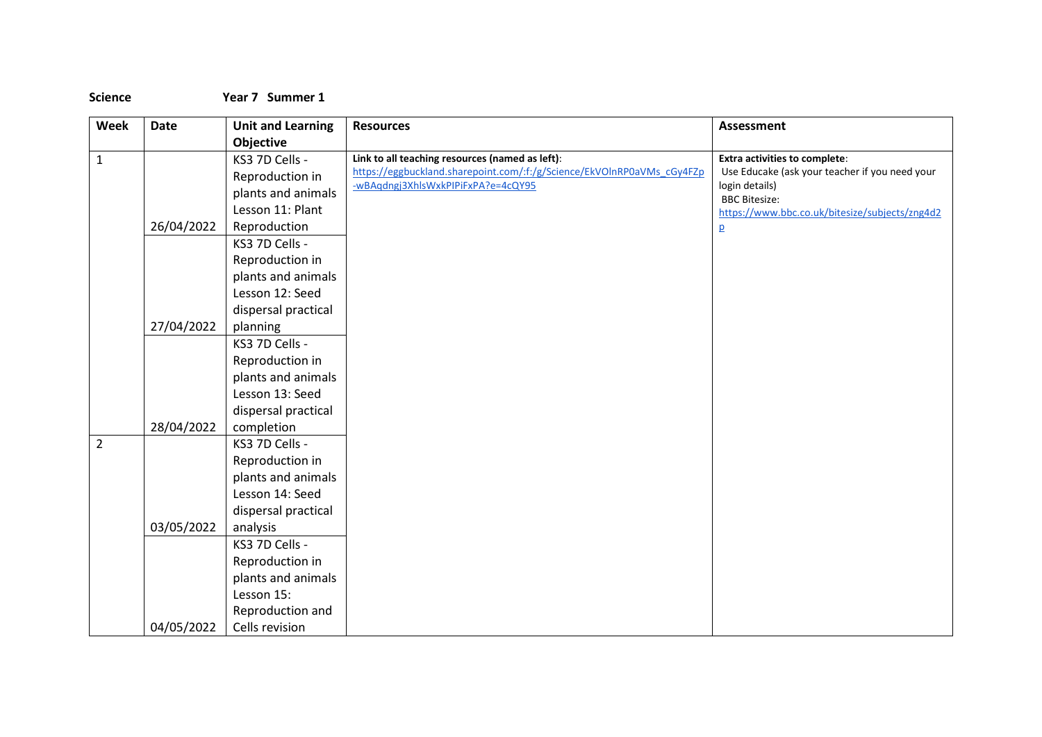**Science** **Year 7 Summer 1**

| Week | Date | Unit and Learning Objective | Resources | Assessment |
|---|---|---|---|---|
| 1 | 26/04/2022 | KS3 7D Cells - Reproduction in plants and animals Lesson 11: Plant Reproduction | **Link to all teaching resources (named as left)**: https://eggbuckland.sharepoint.com/:f:/g/Science/EkVOlnRP0aVMs_cGy4FZp-wBAqdngj3XhlsWxkPIPiFxPA?e=4cQY95 | **Extra activities to complete**: Use Educake (ask your teacher if you need your login details) BBC Bitesize: https://www.bbc.co.uk/bitesize/subjects/zng4d2p |
| | 27/04/2022 | KS3 7D Cells - Reproduction in plants and animals Lesson 12: Seed dispersal practical planning | | |
| | 28/04/2022 | KS3 7D Cells - Reproduction in plants and animals Lesson 13: Seed dispersal practical completion | | |
| 2 | 03/05/2022 | KS3 7D Cells - Reproduction in plants and animals Lesson 14: Seed dispersal practical analysis | | |
| | 04/05/2022 | KS3 7D Cells - Reproduction in plants and animals Lesson 15: Reproduction and Cells revision | | |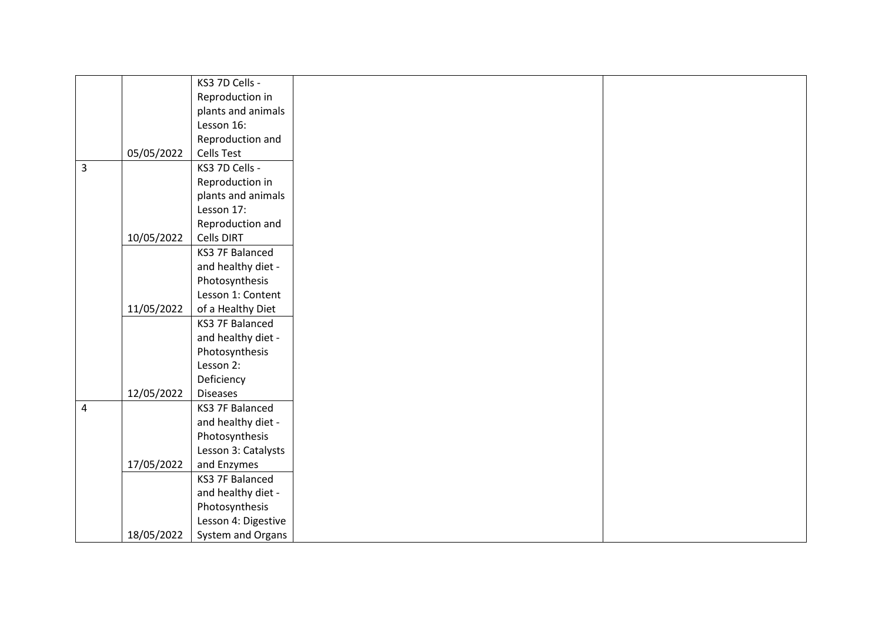| | | | | |
|---|---|---|---|---|
| | 05/05/2022 | KS3 7D Cells - Reproduction in plants and animals Lesson 16: Reproduction and Cells Test | | |
| 3 | 10/05/2022 | KS3 7D Cells - Reproduction in plants and animals Lesson 17: Reproduction and Cells DIRT | | |
| | 11/05/2022 | KS3 7F Balanced and healthy diet - Photosynthesis Lesson 1: Content of a Healthy Diet | | |
| | 12/05/2022 | KS3 7F Balanced and healthy diet - Photosynthesis Lesson 2: Deficiency Diseases | | |
| 4 | 17/05/2022 | KS3 7F Balanced and healthy diet - Photosynthesis Lesson 3: Catalysts and Enzymes | | |
| | 18/05/2022 | KS3 7F Balanced and healthy diet - Photosynthesis Lesson 4: Digestive System and Organs | | |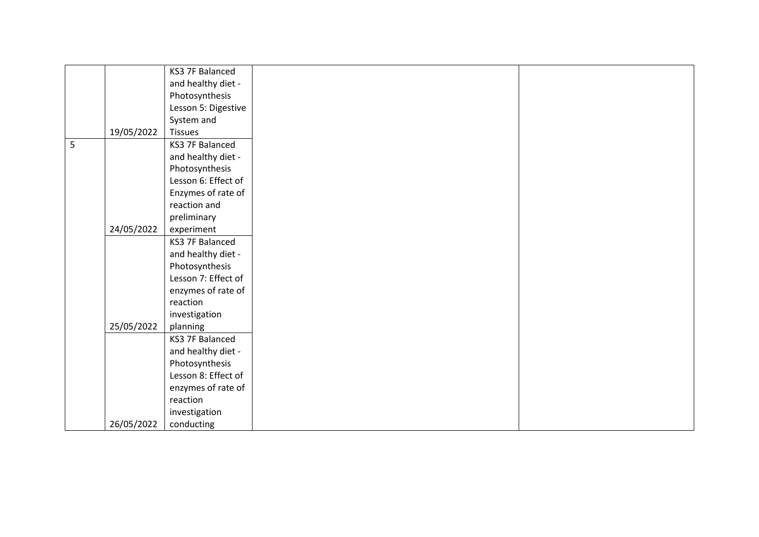| | | | | |
|---|---|---|---|---|
| | 19/05/2022 | KS3 7F Balanced and healthy diet - Photosynthesis Lesson 5: Digestive System and Tissues | | |
| 5 | 24/05/2022 | KS3 7F Balanced and healthy diet - Photosynthesis Lesson 6: Effect of Enzymes of rate of reaction and preliminary experiment | | |
| | 25/05/2022 | KS3 7F Balanced and healthy diet - Photosynthesis Lesson 7: Effect of enzymes of rate of reaction investigation planning | | |
| | 26/05/2022 | KS3 7F Balanced and healthy diet - Photosynthesis Lesson 8: Effect of enzymes of rate of reaction investigation conducting | | |